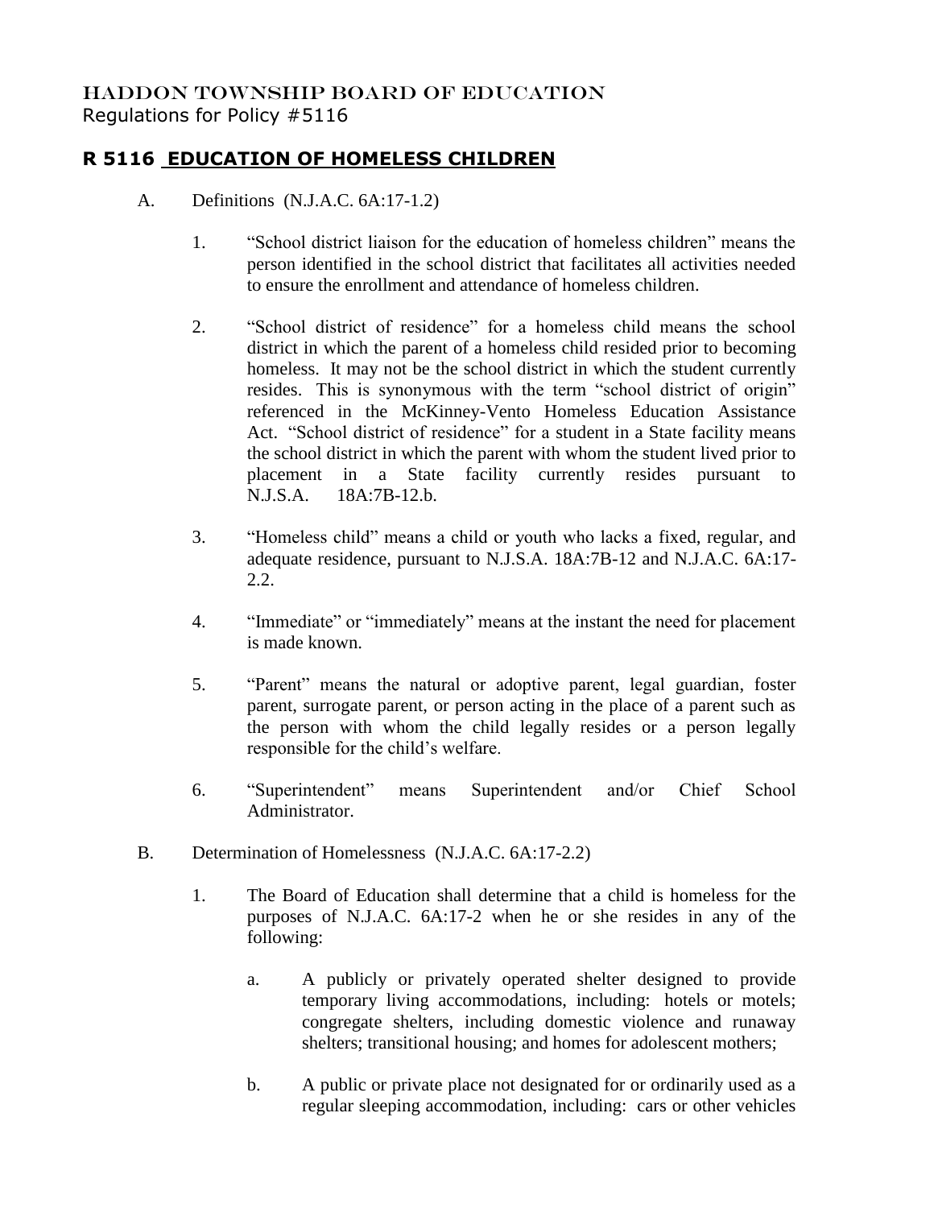HADDON TOWNSHIP BOARD OF EDUCATION
Regulations for Policy #5116

# R 5116 EDUCATION OF HOMELESS CHILDREN

A. Definitions (N.J.A.C. 6A:17-1.2)

1. "School district liaison for the education of homeless children" means the person identified in the school district that facilitates all activities needed to ensure the enrollment and attendance of homeless children.

2. "School district of residence" for a homeless child means the school district in which the parent of a homeless child resided prior to becoming homeless. It may not be the school district in which the student currently resides. This is synonymous with the term "school district of origin" referenced in the McKinney-Vento Homeless Education Assistance Act. "School district of residence" for a student in a State facility means the school district in which the parent with whom the student lived prior to placement in a State facility currently resides pursuant to N.J.S.A. 18A:7B-12.b.

3. "Homeless child" means a child or youth who lacks a fixed, regular, and adequate residence, pursuant to N.J.S.A. 18A:7B-12 and N.J.A.C. 6A:17-2.2.

4. "Immediate" or "immediately" means at the instant the need for placement is made known.

5. "Parent" means the natural or adoptive parent, legal guardian, foster parent, surrogate parent, or person acting in the place of a parent such as the person with whom the child legally resides or a person legally responsible for the child's welfare.

6. "Superintendent" means Superintendent and/or Chief School Administrator.

B. Determination of Homelessness (N.J.A.C. 6A:17-2.2)

1. The Board of Education shall determine that a child is homeless for the purposes of N.J.A.C. 6A:17-2 when he or she resides in any of the following:

   a. A publicly or privately operated shelter designed to provide temporary living accommodations, including: hotels or motels; congregate shelters, including domestic violence and runaway shelters; transitional housing; and homes for adolescent mothers;

   b. A public or private place not designated for or ordinarily used as a regular sleeping accommodation, including: cars or other vehicles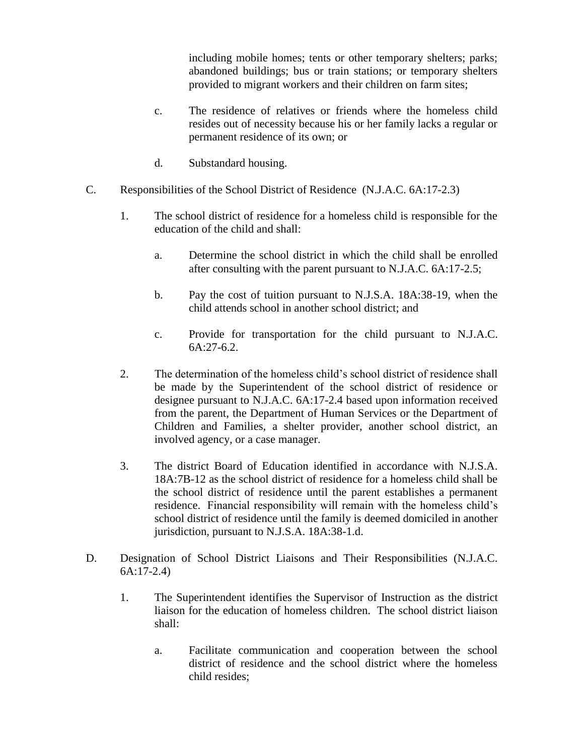including mobile homes; tents or other temporary shelters; parks; abandoned buildings; bus or train stations; or temporary shelters provided to migrant workers and their children on farm sites;

c. The residence of relatives or friends where the homeless child resides out of necessity because his or her family lacks a regular or permanent residence of its own; or

d. Substandard housing.

C. Responsibilities of the School District of Residence (N.J.A.C. 6A:17-2.3)

1. The school district of residence for a homeless child is responsible for the education of the child and shall:

   a. Determine the school district in which the child shall be enrolled after consulting with the parent pursuant to N.J.A.C. 6A:17-2.5;

   b. Pay the cost of tuition pursuant to N.J.S.A. 18A:38-19, when the child attends school in another school district; and

   c. Provide for transportation for the child pursuant to N.J.A.C. 6A:27-6.2.

2. The determination of the homeless child's school district of residence shall be made by the Superintendent of the school district of residence or designee pursuant to N.J.A.C. 6A:17-2.4 based upon information received from the parent, the Department of Human Services or the Department of Children and Families, a shelter provider, another school district, an involved agency, or a case manager.

3. The district Board of Education identified in accordance with N.J.S.A. 18A:7B-12 as the school district of residence for a homeless child shall be the school district of residence until the parent establishes a permanent residence. Financial responsibility will remain with the homeless child's school district of residence until the family is deemed domiciled in another jurisdiction, pursuant to N.J.S.A. 18A:38-1.d.

D. Designation of School District Liaisons and Their Responsibilities (N.J.A.C. 6A:17-2.4)

1. The Superintendent identifies the Supervisor of Instruction as the district liaison for the education of homeless children. The school district liaison shall:

   a. Facilitate communication and cooperation between the school district of residence and the school district where the homeless child resides;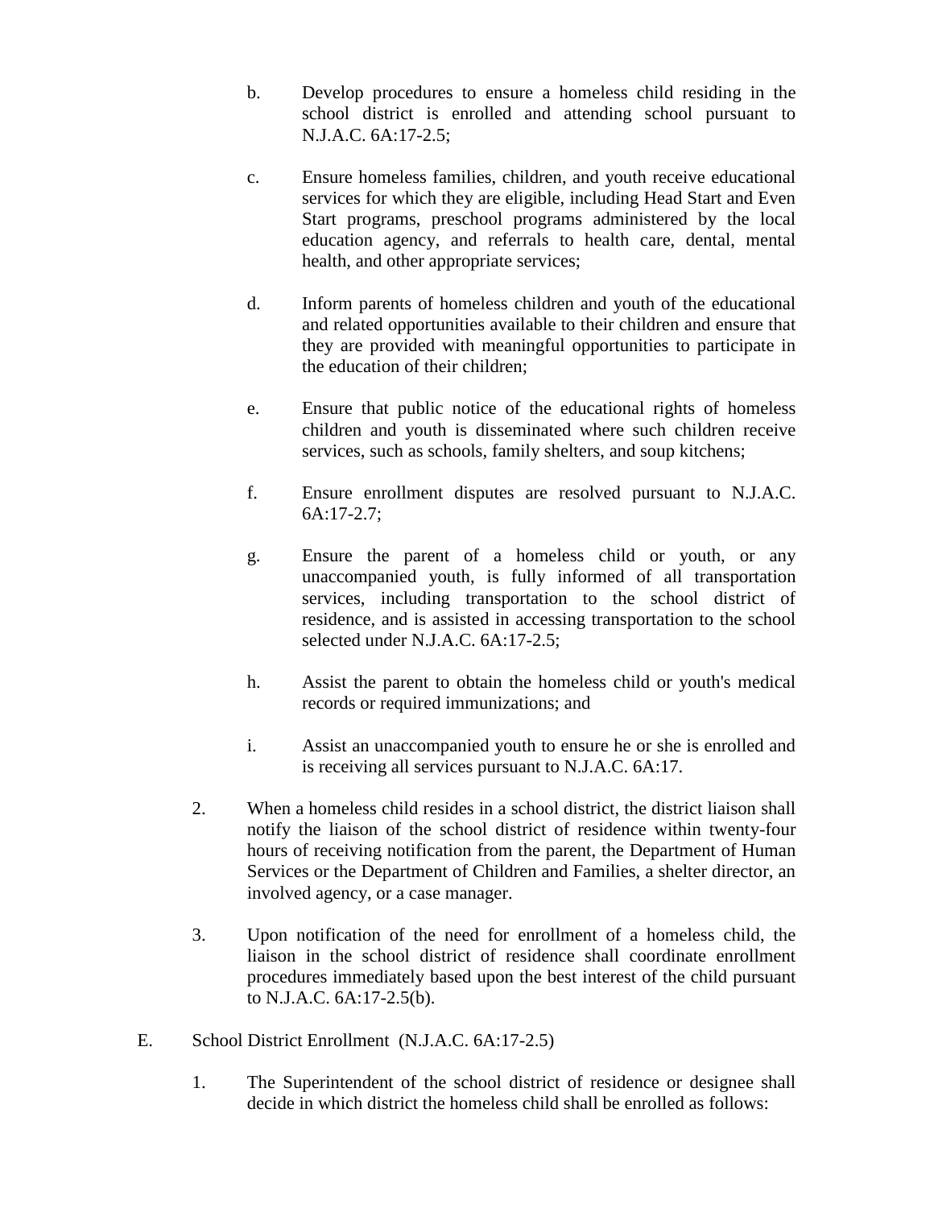b. Develop procedures to ensure a homeless child residing in the school district is enrolled and attending school pursuant to N.J.A.C. 6A:17-2.5;

c. Ensure homeless families, children, and youth receive educational services for which they are eligible, including Head Start and Even Start programs, preschool programs administered by the local education agency, and referrals to health care, dental, mental health, and other appropriate services;

d. Inform parents of homeless children and youth of the educational and related opportunities available to their children and ensure that they are provided with meaningful opportunities to participate in the education of their children;

e. Ensure that public notice of the educational rights of homeless children and youth is disseminated where such children receive services, such as schools, family shelters, and soup kitchens;

f. Ensure enrollment disputes are resolved pursuant to N.J.A.C. 6A:17-2.7;

g. Ensure the parent of a homeless child or youth, or any unaccompanied youth, is fully informed of all transportation services, including transportation to the school district of residence, and is assisted in accessing transportation to the school selected under N.J.A.C. 6A:17-2.5;

h. Assist the parent to obtain the homeless child or youth's medical records or required immunizations; and

i. Assist an unaccompanied youth to ensure he or she is enrolled and is receiving all services pursuant to N.J.A.C. 6A:17.

2. When a homeless child resides in a school district, the district liaison shall notify the liaison of the school district of residence within twenty-four hours of receiving notification from the parent, the Department of Human Services or the Department of Children and Families, a shelter director, an involved agency, or a case manager.

3. Upon notification of the need for enrollment of a homeless child, the liaison in the school district of residence shall coordinate enrollment procedures immediately based upon the best interest of the child pursuant to N.J.A.C. 6A:17-2.5(b).

E. School District Enrollment (N.J.A.C. 6A:17-2.5)

1. The Superintendent of the school district of residence or designee shall decide in which district the homeless child shall be enrolled as follows: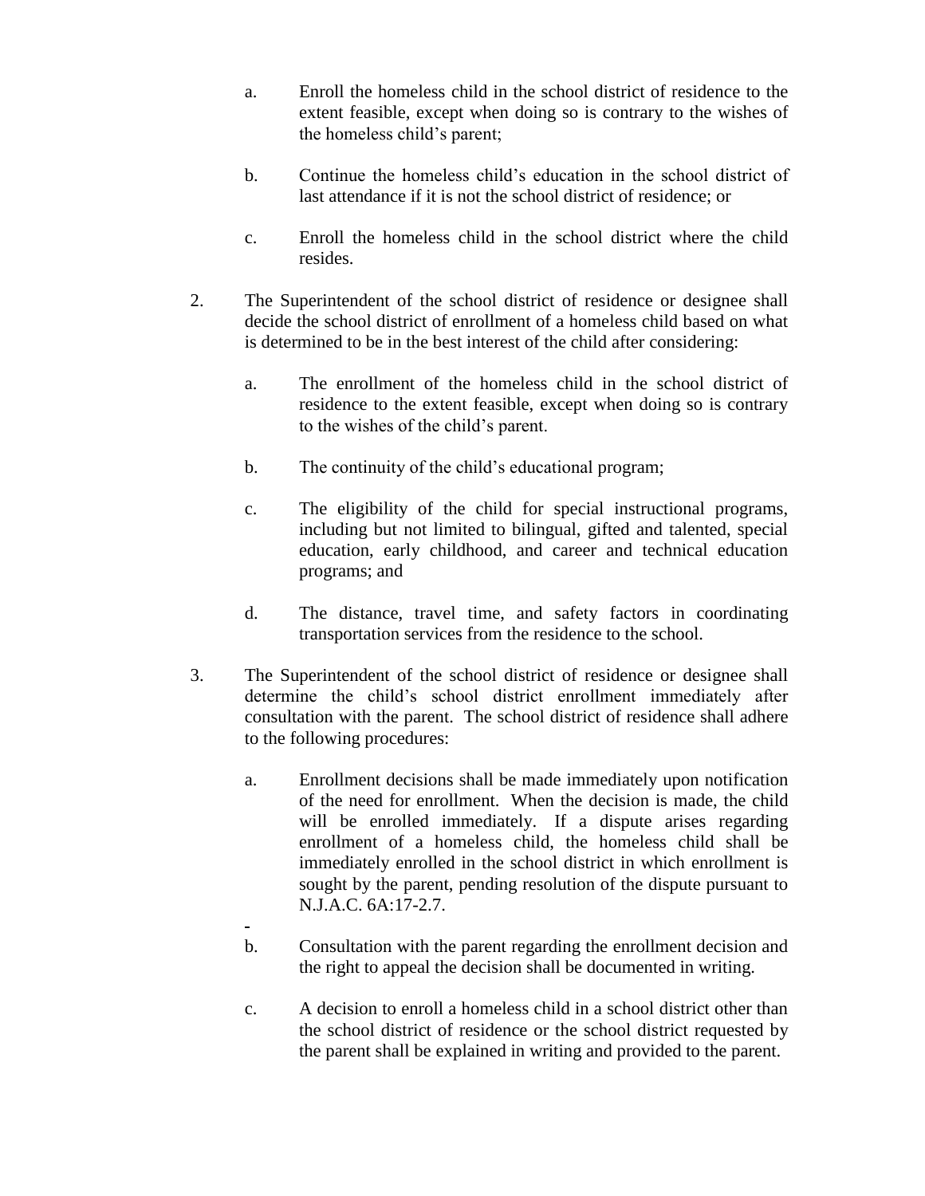a. Enroll the homeless child in the school district of residence to the extent feasible, except when doing so is contrary to the wishes of the homeless child's parent;

   b. Continue the homeless child's education in the school district of last attendance if it is not the school district of residence; or

   c. Enroll the homeless child in the school district where the child resides.

2. The Superintendent of the school district of residence or designee shall decide the school district of enrollment of a homeless child based on what is determined to be in the best interest of the child after considering:

   a. The enrollment of the homeless child in the school district of residence to the extent feasible, except when doing so is contrary to the wishes of the child's parent.

   b. The continuity of the child's educational program;

   c. The eligibility of the child for special instructional programs, including but not limited to bilingual, gifted and talented, special education, early childhood, and career and technical education programs; and

   d. The distance, travel time, and safety factors in coordinating transportation services from the residence to the school.

3. The Superintendent of the school district of residence or designee shall determine the child's school district enrollment immediately after consultation with the parent. The school district of residence shall adhere to the following procedures:

   a. Enrollment decisions shall be made immediately upon notification of the need for enrollment. When the decision is made, the child will be enrolled immediately. If a dispute arises regarding enrollment of a homeless child, the homeless child shall be immediately enrolled in the school district in which enrollment is sought by the parent, pending resolution of the dispute pursuant to N.J.A.C. 6A:17-2.7.

   b. Consultation with the parent regarding the enrollment decision and the right to appeal the decision shall be documented in writing.

   c. A decision to enroll a homeless child in a school district other than the school district of residence or the school district requested by the parent shall be explained in writing and provided to the parent.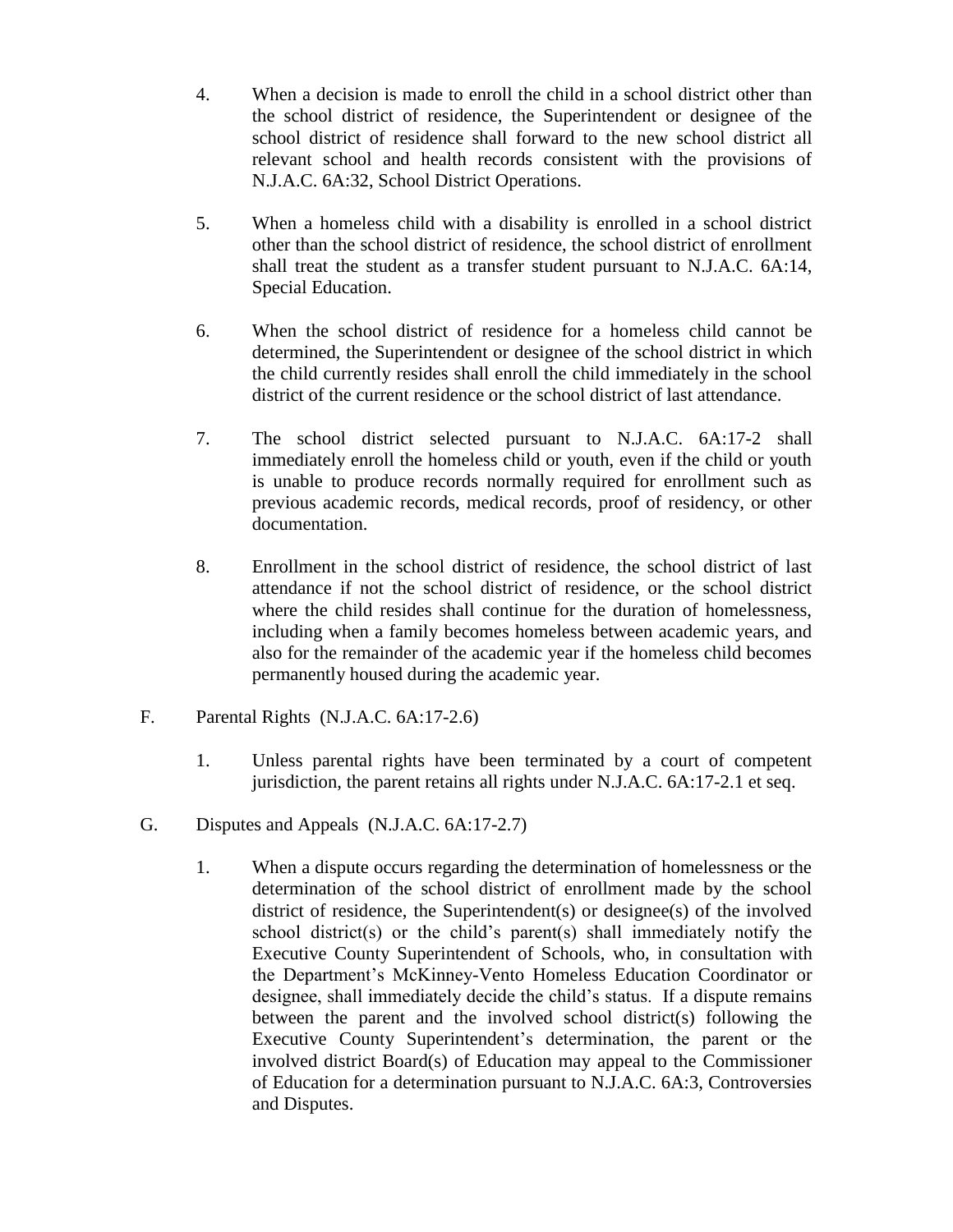4. When a decision is made to enroll the child in a school district other than the school district of residence, the Superintendent or designee of the school district of residence shall forward to the new school district all relevant school and health records consistent with the provisions of N.J.A.C. 6A:32, School District Operations.

5. When a homeless child with a disability is enrolled in a school district other than the school district of residence, the school district of enrollment shall treat the student as a transfer student pursuant to N.J.A.C. 6A:14, Special Education.

6. When the school district of residence for a homeless child cannot be determined, the Superintendent or designee of the school district in which the child currently resides shall enroll the child immediately in the school district of the current residence or the school district of last attendance.

7. The school district selected pursuant to N.J.A.C. 6A:17-2 shall immediately enroll the homeless child or youth, even if the child or youth is unable to produce records normally required for enrollment such as previous academic records, medical records, proof of residency, or other documentation.

8. Enrollment in the school district of residence, the school district of last attendance if not the school district of residence, or the school district where the child resides shall continue for the duration of homelessness, including when a family becomes homeless between academic years, and also for the remainder of the academic year if the homeless child becomes permanently housed during the academic year.

F. Parental Rights (N.J.A.C. 6A:17-2.6)

1. Unless parental rights have been terminated by a court of competent jurisdiction, the parent retains all rights under N.J.A.C. 6A:17-2.1 et seq.

G. Disputes and Appeals (N.J.A.C. 6A:17-2.7)

1. When a dispute occurs regarding the determination of homelessness or the determination of the school district of enrollment made by the school district of residence, the Superintendent(s) or designee(s) of the involved school district(s) or the child's parent(s) shall immediately notify the Executive County Superintendent of Schools, who, in consultation with the Department's McKinney-Vento Homeless Education Coordinator or designee, shall immediately decide the child's status. If a dispute remains between the parent and the involved school district(s) following the Executive County Superintendent's determination, the parent or the involved district Board(s) of Education may appeal to the Commissioner of Education for a determination pursuant to N.J.A.C. 6A:3, Controversies and Disputes.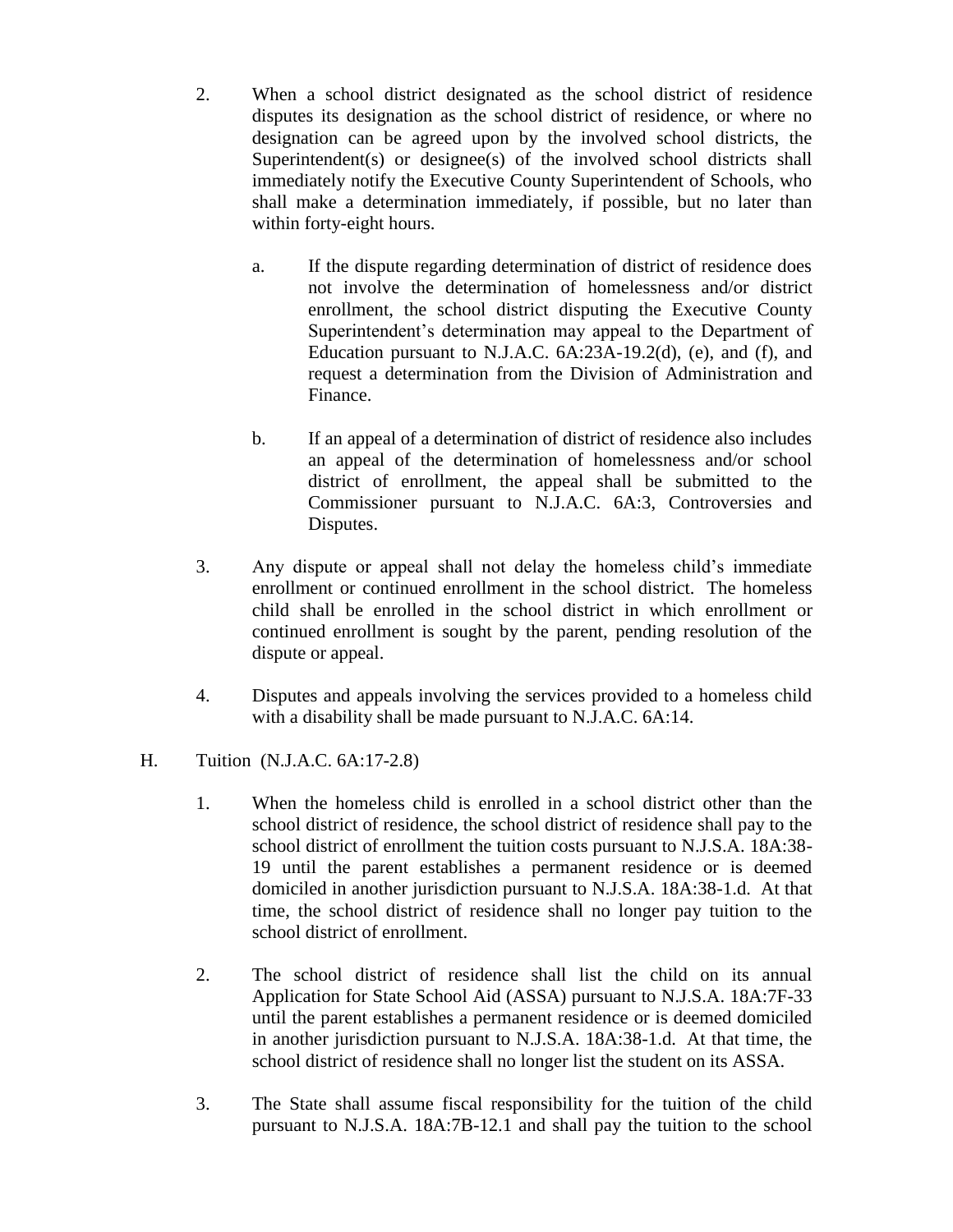2. When a school district designated as the school district of residence disputes its designation as the school district of residence, or where no designation can be agreed upon by the involved school districts, the Superintendent(s) or designee(s) of the involved school districts shall immediately notify the Executive County Superintendent of Schools, who shall make a determination immediately, if possible, but no later than within forty-eight hours.

   a. If the dispute regarding determination of district of residence does not involve the determination of homelessness and/or district enrollment, the school district disputing the Executive County Superintendent's determination may appeal to the Department of Education pursuant to N.J.A.C. 6A:23A-19.2(d), (e), and (f), and request a determination from the Division of Administration and Finance.

   b. If an appeal of a determination of district of residence also includes an appeal of the determination of homelessness and/or school district of enrollment, the appeal shall be submitted to the Commissioner pursuant to N.J.A.C. 6A:3, Controversies and Disputes.

3. Any dispute or appeal shall not delay the homeless child's immediate enrollment or continued enrollment in the school district. The homeless child shall be enrolled in the school district in which enrollment or continued enrollment is sought by the parent, pending resolution of the dispute or appeal.

4. Disputes and appeals involving the services provided to a homeless child with a disability shall be made pursuant to N.J.A.C. 6A:14.

H. Tuition (N.J.A.C. 6A:17-2.8)

1. When the homeless child is enrolled in a school district other than the school district of residence, the school district of residence shall pay to the school district of enrollment the tuition costs pursuant to N.J.S.A. 18A:38-19 until the parent establishes a permanent residence or is deemed domiciled in another jurisdiction pursuant to N.J.S.A. 18A:38-1.d. At that time, the school district of residence shall no longer pay tuition to the school district of enrollment.

2. The school district of residence shall list the child on its annual Application for State School Aid (ASSA) pursuant to N.J.S.A. 18A:7F-33 until the parent establishes a permanent residence or is deemed domiciled in another jurisdiction pursuant to N.J.S.A. 18A:38-1.d. At that time, the school district of residence shall no longer list the student on its ASSA.

3. The State shall assume fiscal responsibility for the tuition of the child pursuant to N.J.S.A. 18A:7B-12.1 and shall pay the tuition to the school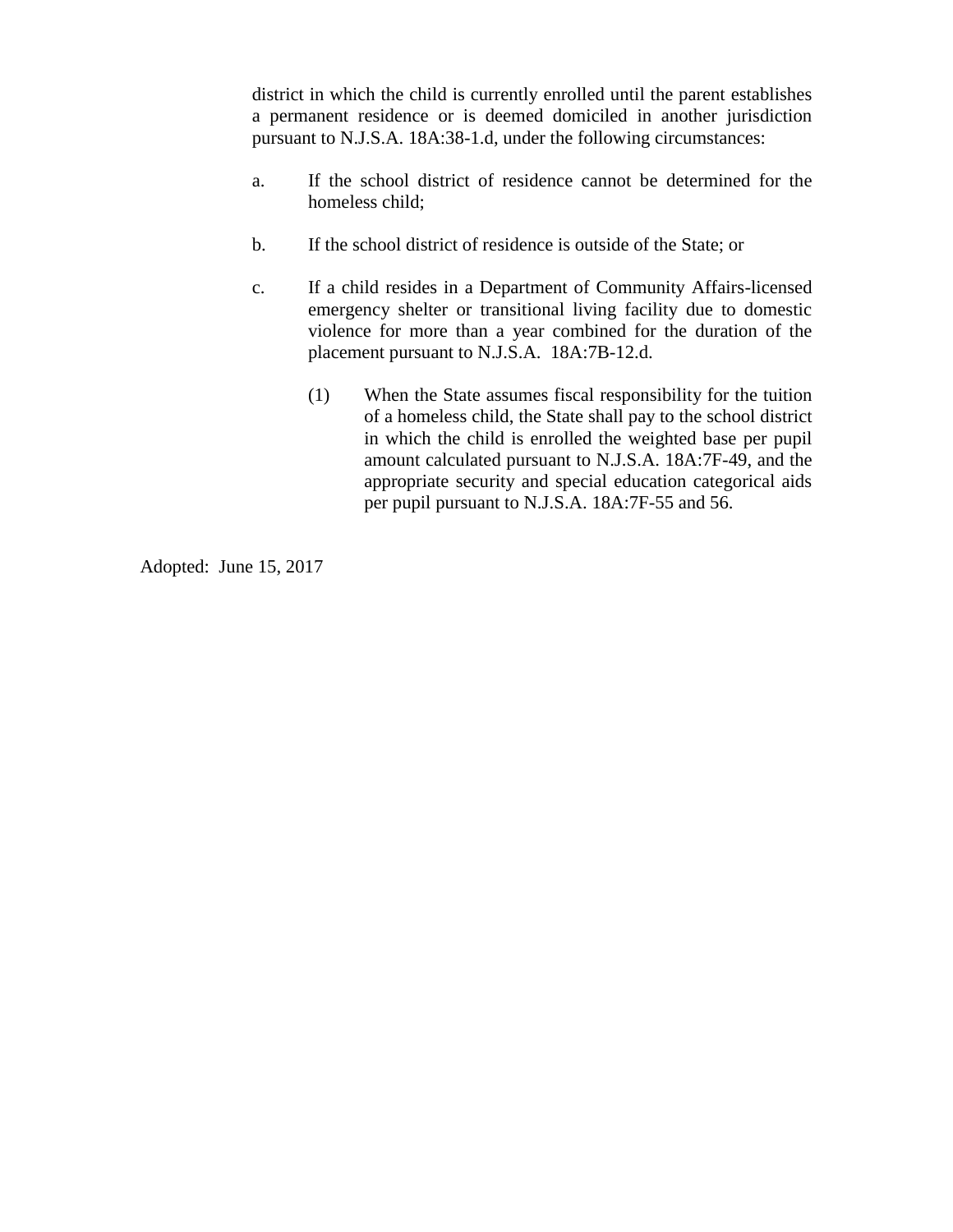district in which the child is currently enrolled until the parent establishes a permanent residence or is deemed domiciled in another jurisdiction pursuant to N.J.S.A. 18A:38-1.d, under the following circumstances:

a. If the school district of residence cannot be determined for the homeless child;

b. If the school district of residence is outside of the State; or

c. If a child resides in a Department of Community Affairs-licensed emergency shelter or transitional living facility due to domestic violence for more than a year combined for the duration of the placement pursuant to N.J.S.A. 18A:7B-12.d.

   (1) When the State assumes fiscal responsibility for the tuition of a homeless child, the State shall pay to the school district in which the child is enrolled the weighted base per pupil amount calculated pursuant to N.J.S.A. 18A:7F-49, and the appropriate security and special education categorical aids per pupil pursuant to N.J.S.A. 18A:7F-55 and 56.

Adopted: June 15, 2017